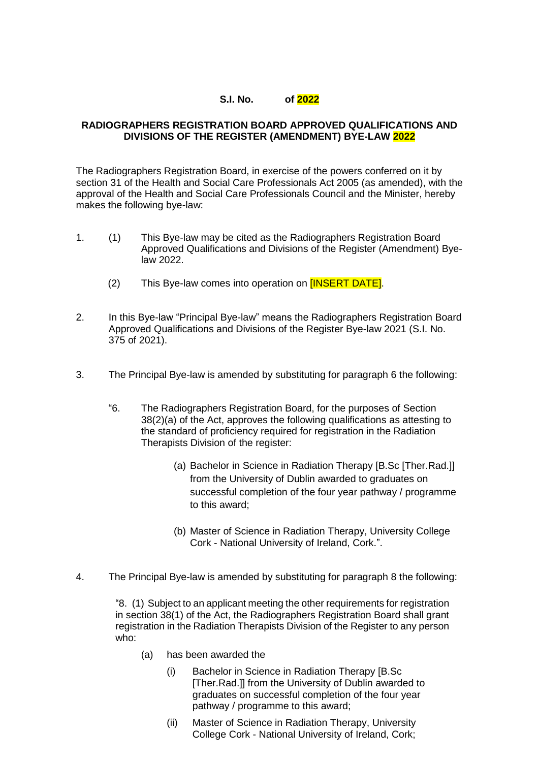**S.I. No. of 2022**

**RADIOGRAPHERS REGISTRATION BOARD APPROVED QUALIFICATIONS AND DIVISIONS OF THE REGISTER (AMENDMENT) BYE-LAW 2022**

The Radiographers Registration Board, in exercise of the powers conferred on it by section 31 of the Health and Social Care Professionals Act 2005 (as amended), with the approval of the Health and Social Care Professionals Council and the Minister, hereby makes the following bye-law:

1. (1) This Bye-law may be cited as the Radiographers Registration Board Approved Qualifications and Divisions of the Register (Amendment) Bye-law 2022.

   (2) This Bye-law comes into operation on [INSERT DATE].

2. In this Bye-law "Principal Bye-law" means the Radiographers Registration Board Approved Qualifications and Divisions of the Register Bye-law 2021 (S.I. No. 375 of 2021).

3. The Principal Bye-law is amended by substituting for paragraph 6 the following:

   "6. The Radiographers Registration Board, for the purposes of Section 38(2)(a) of the Act, approves the following qualifications as attesting to the standard of proficiency required for registration in the Radiation Therapists Division of the register:

      (a) Bachelor in Science in Radiation Therapy [B.Sc [Ther.Rad.]] from the University of Dublin awarded to graduates on successful completion of the four year pathway / programme to this award;

      (b) Master of Science in Radiation Therapy, University College Cork - National University of Ireland, Cork.".

4. The Principal Bye-law is amended by substituting for paragraph 8 the following:

   "8. (1) Subject to an applicant meeting the other requirements for registration in section 38(1) of the Act, the Radiographers Registration Board shall grant registration in the Radiation Therapists Division of the Register to any person who:

   (a) has been awarded the

      (i) Bachelor in Science in Radiation Therapy [B.Sc [Ther.Rad.]] from the University of Dublin awarded to graduates on successful completion of the four year pathway / programme to this award;

      (ii) Master of Science in Radiation Therapy, University College Cork - National University of Ireland, Cork;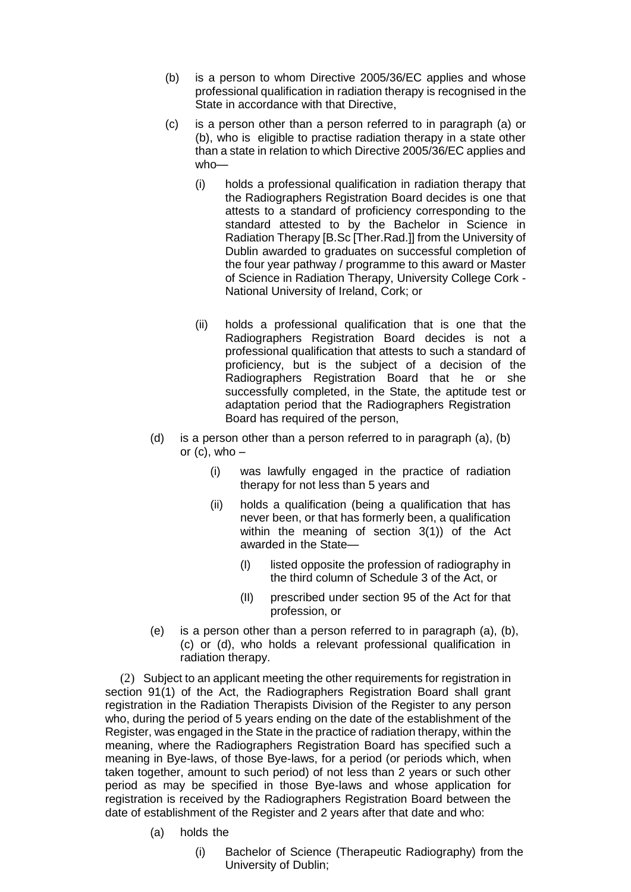(b) is a person to whom Directive 2005/36/EC applies and whose professional qualification in radiation therapy is recognised in the State in accordance with that Directive,

(c) is a person other than a person referred to in paragraph (a) or (b), who is eligible to practise radiation therapy in a state other than a state in relation to which Directive 2005/36/EC applies and who—

- (i) holds a professional qualification in radiation therapy that the Radiographers Registration Board decides is one that attests to a standard of proficiency corresponding to the standard attested to by the Bachelor in Science in Radiation Therapy [B.Sc [Ther.Rad.]] from the University of Dublin awarded to graduates on successful completion of the four year pathway / programme to this award or Master of Science in Radiation Therapy, University College Cork - National University of Ireland, Cork; or

- (ii) holds a professional qualification that is one that the Radiographers Registration Board decides is not a professional qualification that attests to such a standard of proficiency, but is the subject of a decision of the Radiographers Registration Board that he or she successfully completed, in the State, the aptitude test or adaptation period that the Radiographers Registration Board has required of the person,

(d) is a person other than a person referred to in paragraph (a), (b) or (c), who –

- (i) was lawfully engaged in the practice of radiation therapy for not less than 5 years and

- (ii) holds a qualification (being a qualification that has never been, or that has formerly been, a qualification within the meaning of section 3(1)) of the Act awarded in the State—

  - (I) listed opposite the profession of radiography in the third column of Schedule 3 of the Act, or

  - (II) prescribed under section 95 of the Act for that profession, or

(e) is a person other than a person referred to in paragraph (a), (b), (c) or (d), who holds a relevant professional qualification in radiation therapy.

(2) Subject to an applicant meeting the other requirements for registration in section 91(1) of the Act, the Radiographers Registration Board shall grant registration in the Radiation Therapists Division of the Register to any person who, during the period of 5 years ending on the date of the establishment of the Register, was engaged in the State in the practice of radiation therapy, within the meaning, where the Radiographers Registration Board has specified such a meaning in Bye-laws, of those Bye-laws, for a period (or periods which, when taken together, amount to such period) of not less than 2 years or such other period as may be specified in those Bye-laws and whose application for registration is received by the Radiographers Registration Board between the date of establishment of the Register and 2 years after that date and who:

(a) holds the

- (i) Bachelor of Science (Therapeutic Radiography) from the University of Dublin;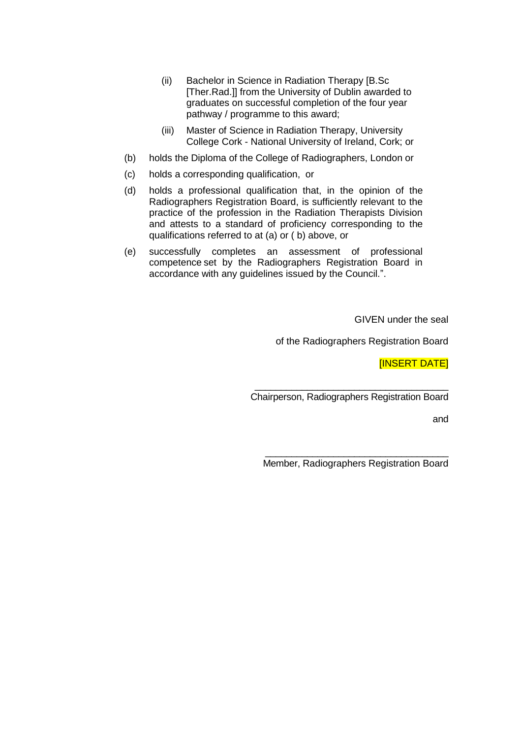(ii) Bachelor in Science in Radiation Therapy [B.Sc [Ther.Rad.]] from the University of Dublin awarded to graduates on successful completion of the four year pathway / programme to this award;

  (iii) Master of Science in Radiation Therapy, University College Cork - National University of Ireland, Cork; or

(b) holds the Diploma of the College of Radiographers, London or

(c) holds a corresponding qualification, or

(d) holds a professional qualification that, in the opinion of the Radiographers Registration Board, is sufficiently relevant to the practice of the profession in the Radiation Therapists Division and attests to a standard of proficiency corresponding to the qualifications referred to at (a) or ( b) above, or

(e) successfully completes an assessment of professional competence set by the Radiographers Registration Board in accordance with any guidelines issued by the Council.".

GIVEN under the seal

of the Radiographers Registration Board

[INSERT DATE]

____________________________________
Chairperson, Radiographers Registration Board

and

____________________________________
Member, Radiographers Registration Board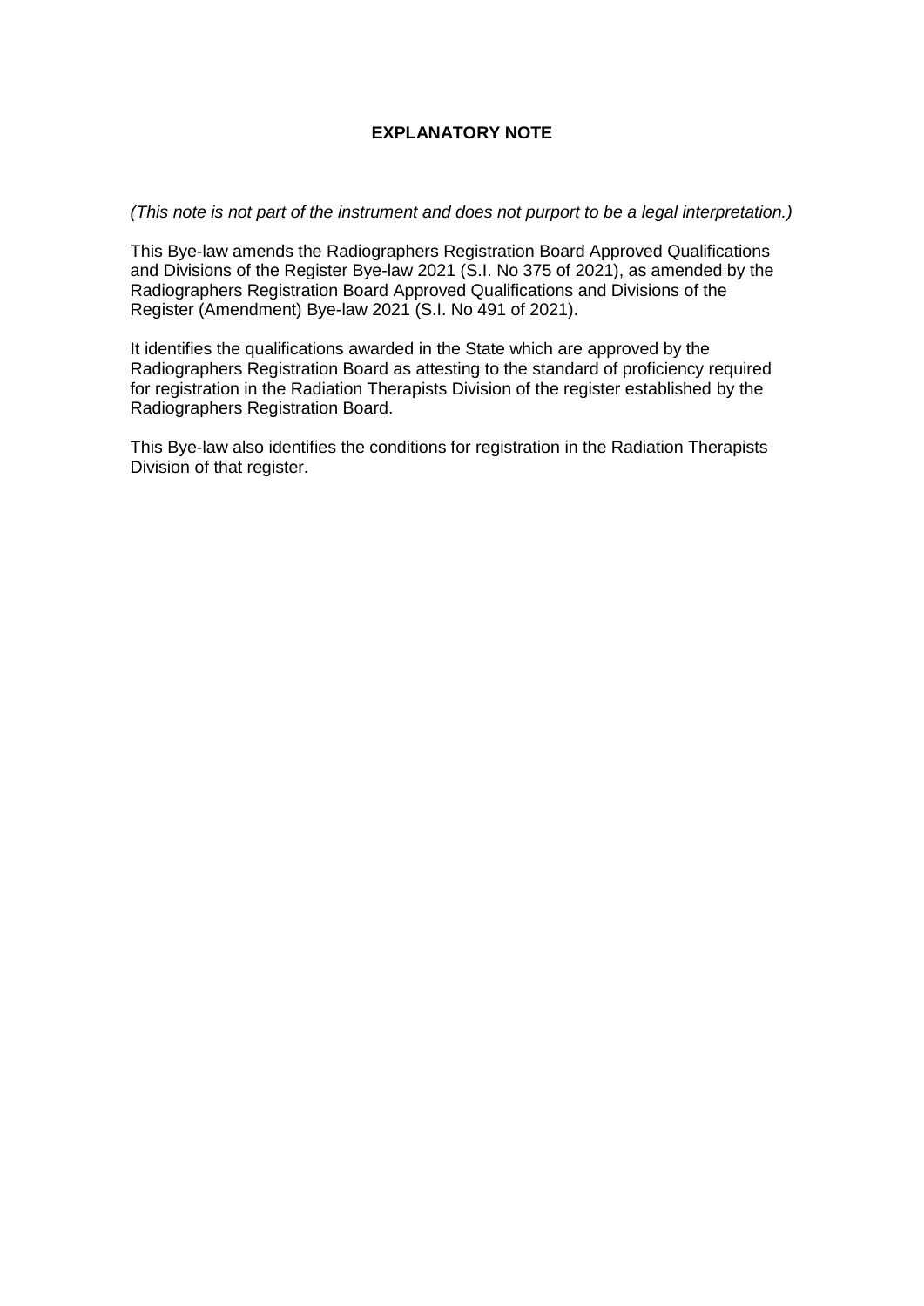**EXPLANATORY NOTE**

*(This note is not part of the instrument and does not purport to be a legal interpretation.)*

This Bye-law amends the Radiographers Registration Board Approved Qualifications and Divisions of the Register Bye-law 2021 (S.I. No 375 of 2021), as amended by the Radiographers Registration Board Approved Qualifications and Divisions of the Register (Amendment) Bye-law 2021 (S.I. No 491 of 2021).

It identifies the qualifications awarded in the State which are approved by the Radiographers Registration Board as attesting to the standard of proficiency required for registration in the Radiation Therapists Division of the register established by the Radiographers Registration Board.

This Bye-law also identifies the conditions for registration in the Radiation Therapists Division of that register.